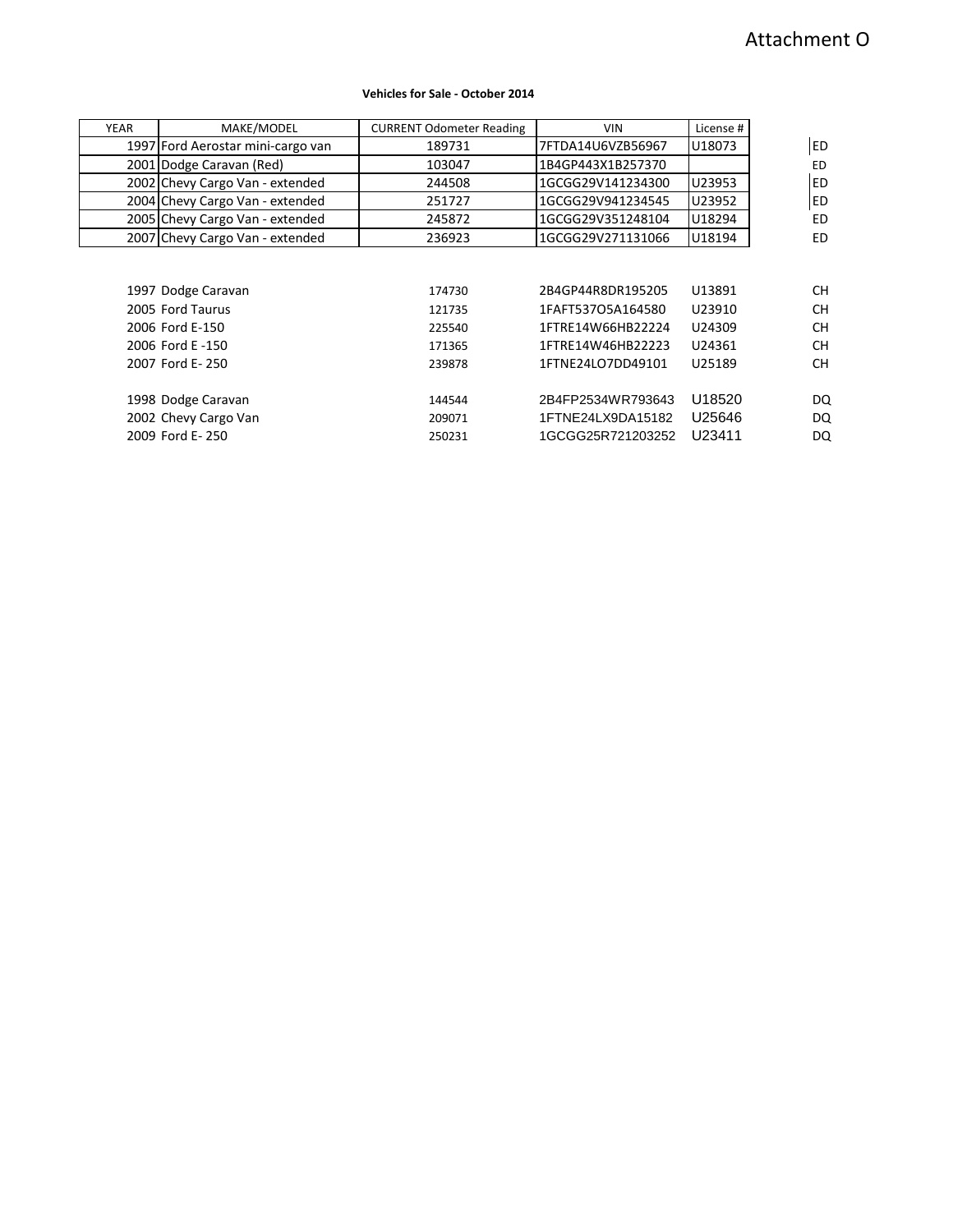Attachment O

**Vehicles for Sale - October 2014**

| YEAR | MAKE/MODEL | CURRENT Odometer Reading | VIN | License # | |
|---|---|---|---|---|---|
| 1997 | Ford Aerostar mini-cargo van | 189731 | 7FTDA14U6VZB56967 | U18073 | ED |
| 2001 | Dodge Caravan (Red) | 103047 | 1B4GP443X1B257370 | | ED |
| 2002 | Chevy Cargo Van - extended | 244508 | 1GCGG29V141234300 | U23953 | ED |
| 2004 | Chevy Cargo Van - extended | 251727 | 1GCGG29V941234545 | U23952 | ED |
| 2005 | Chevy Cargo Van - extended | 245872 | 1GCGG29V351248104 | U18294 | ED |
| 2007 | Chevy Cargo Van - extended | 236923 | 1GCGG29V271131066 | U18194 | ED |
| 1997 | Dodge Caravan | 174730 | 2B4GP44R8DR195205 | U13891 | CH |
| 2005 | Ford Taurus | 121735 | 1FAFT537O5A164580 | U23910 | CH |
| 2006 | Ford E-150 | 225540 | 1FTRE14W66HB22224 | U24309 | CH |
| 2006 | Ford E -150 | 171365 | 1FTRE14W46HB22223 | U24361 | CH |
| 2007 | Ford E- 250 | 239878 | 1FTNE24LO7DD49101 | U25189 | CH |
| 1998 | Dodge Caravan | 144544 | 2B4FP2534WR793643 | U18520 | DQ |
| 2002 | Chevy Cargo Van | 209071 | 1FTNE24LX9DA15182 | U25646 | DQ |
| 2009 | Ford E- 250 | 250231 | 1GCGG25R721203252 | U23411 | DQ |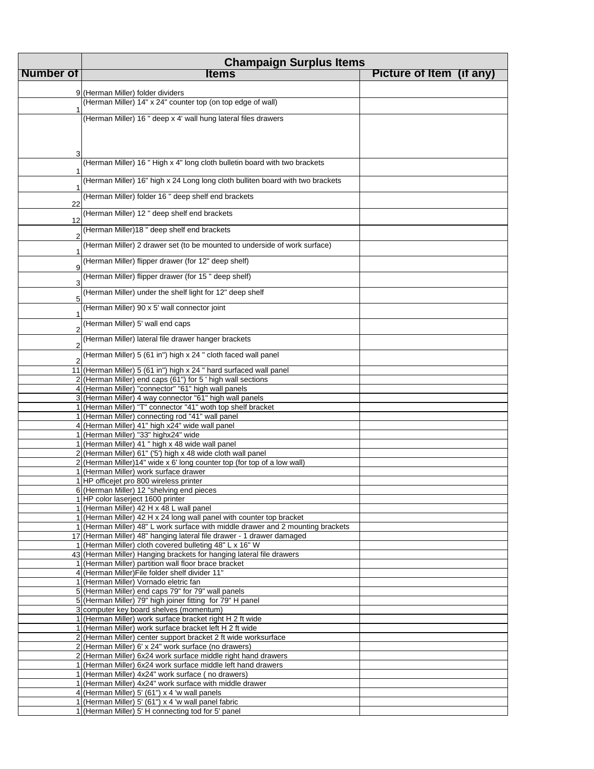| | Champaign Surplus Items | |
|---|---|---|
| **Number of** | **Items** | **Picture of Item (if any)** |
| 9 | (Herman Miller) folder dividers | |
| 1 | (Herman Miller) 14" x 24" counter top (on top edge of wall) | |
| 3 | (Herman Miller) 16 " deep x 4' wall hung lateral files drawers | |
| 1 | (Herman Miller) 16 " High x 4" long cloth bulletin board with two brackets | |
| 1 | (Herman Miller) 16" high x 24 Long long cloth bulliten board with two brackets | |
| 22 | (Herman Miller) folder 16 " deep shelf end brackets | |
| 12 | (Herman Miller) 12 " deep shelf end brackets | |
| 2 | (Herman Miller)18 " deep shelf end brackets | |
| 1 | (Herman Miller) 2 drawer set (to be mounted to underside of work surface) | |
| 9 | (Herman Miller) flipper drawer (for 12" deep shelf) | |
| 3 | (Herman Miller) flipper drawer (for 15 " deep shelf) | |
| 5 | (Herman Miller) under the shelf light for 12" deep shelf | |
| 1 | (Herman Miller) 90 x 5' wall connector joint | |
| 2 | (Herman Miller) 5' wall end caps | |
| 2 | (Herman Miller) lateral file drawer hanger brackets | |
| 2 | (Herman Miller) 5 (61 in") high x 24 " cloth faced wall panel | |
| 11 | (Herman Miller) 5 (61 in") high x 24 " hard surfaced wall panel | |
| 2 | (Herman Miller) end caps (61") for 5 ' high wall sections | |
| 4 | (Herman Miller) "connector" "61" high wall panels | |
| 3 | (Herman Miller) 4 way connector "61" high wall panels | |
| 1 | (Herman Miller) "T" connector "41" woth top shelf bracket | |
| 1 | (Herman Miller) connecting rod "41" wall panel | |
| 4 | (Herman Miller) 41" high x24" wide wall panel | |
| 1 | (Herman Miller) "33" highx24" wide | |
| 1 | (Herman Miller) 41 " high x 48 wide wall panel | |
| 2 | (Herman Miller) 61" ('5') high x 48 wide cloth wall panel | |
| 2 | (Herman Miller)14" wide x 6' long counter top (for top of a low wall) | |
| 1 | (Herman Miller) work surface drawer | |
| 1 | HP officejet pro 800 wireless printer | |
| 6 | (Herman Miller) 12 "shelving end pieces | |
| 1 | HP color laserject 1600 printer | |
| 1 | (Herman Miller) 42 H x 48 L wall panel | |
| 1 | (Herman Miller) 42 H x 24 long wall panel with counter top bracket | |
| 1 | (Herman Miller) 48" L work surface with middle drawer and 2 mounting brackets | |
| 17 | (Herman Miller) 48" hanging lateral file drawer - 1 drawer damaged | |
| 1 | (Herman Miller) cloth covered bulleting 48" L x 16" W | |
| 43 | (Herman Miller) Hanging brackets for hanging lateral file drawers | |
| 1 | (Herman Miller) partition wall floor brace bracket | |
| 4 | (Herman Miller)File folder shelf divider 11" | |
| 1 | (Herman Miller) Vornado eletric fan | |
| 5 | (Herman Miller) end caps 79" for 79" wall panels | |
| 5 | (Herman Miller) 79" high joiner fitting for 79" H panel | |
| 3 | computer key board shelves (momentum) | |
| 1 | (Herman Miller) work surface bracket right H 2 ft wide | |
| 1 | (Herman Miller) work surface bracket left H 2 ft wide | |
| 2 | (Herman Miller) center support bracket 2 ft wide worksurface | |
| 2 | (Herman Miller) 6' x 24" work surface (no drawers) | |
| 2 | (Herman Miller) 6x24 work surface middle right hand drawers | |
| 1 | (Herman Miller) 6x24 work surface middle left hand drawers | |
| 1 | (Herman Miller) 4x24" work surface ( no drawers) | |
| 1 | (Herman Miller) 4x24" work surface with middle drawer | |
| 4 | (Herman Miller) 5' (61") x 4 'w wall panels | |
| 1 | (Herman Miller) 5' (61") x 4 'w wall panel fabric | |
| 1 | (Herman Miller) 5' H connecting tod for 5' panel | |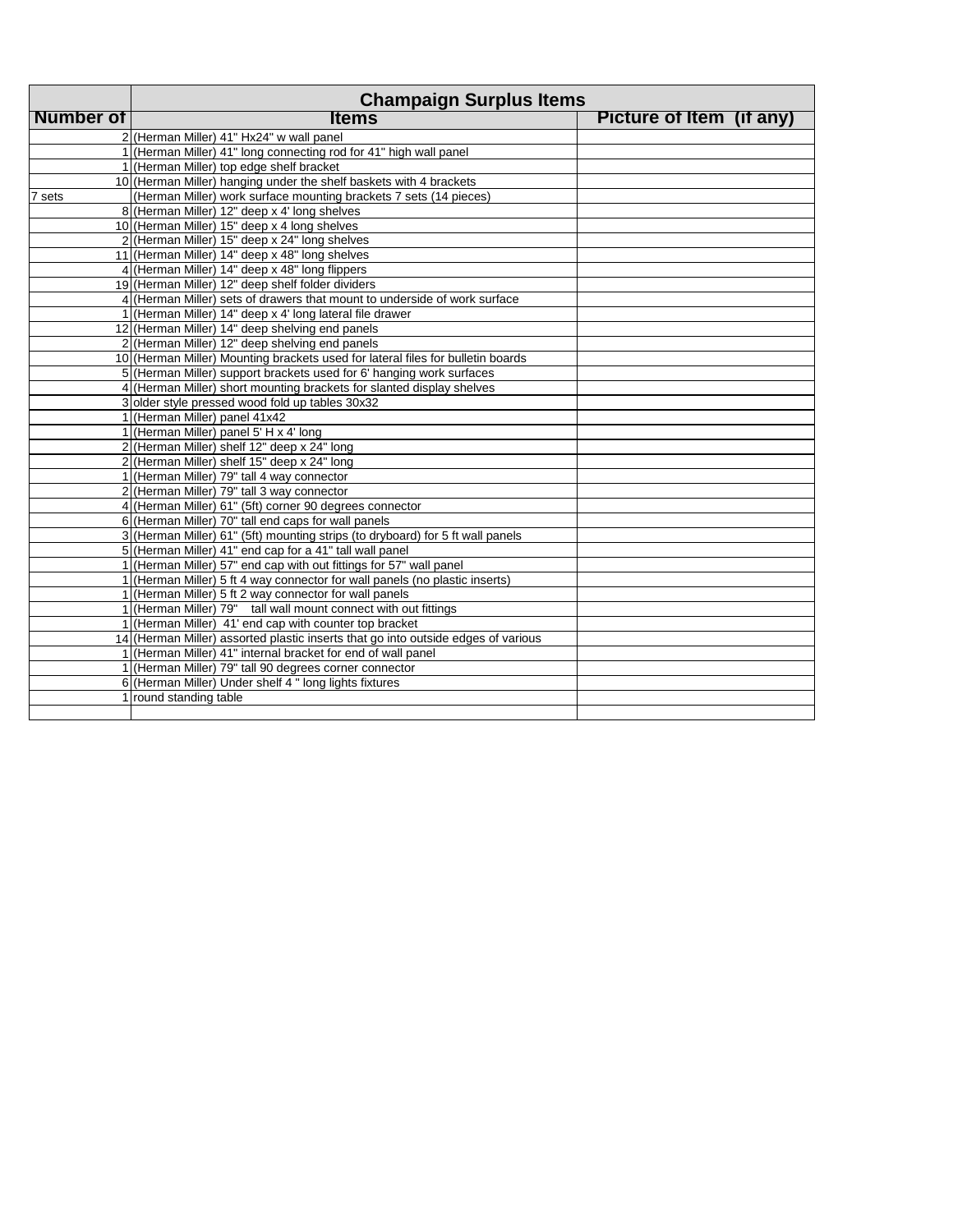| | Champaign Surplus Items | |
|---|---|---|
| Number of | Items | Picture of Item (if any) |
| 2 | (Herman Miller) 41" Hx24" w wall panel | |
| 1 | (Herman Miller) 41" long connecting rod for 41" high wall panel | |
| 1 | (Herman Miller) top edge shelf bracket | |
| 10 | (Herman Miller) hanging under the shelf baskets with 4 brackets | |
| 7 sets | (Herman Miller) work surface mounting brackets 7 sets (14 pieces) | |
| 8 | (Herman Miller) 12" deep x 4' long shelves | |
| 10 | (Herman Miller) 15" deep x 4 long shelves | |
| 2 | (Herman Miller) 15" deep x 24" long shelves | |
| 11 | (Herman Miller) 14" deep x 48" long shelves | |
| 4 | (Herman Miller) 14" deep x 48" long flippers | |
| 19 | (Herman Miller) 12" deep shelf folder dividers | |
| 4 | (Herman Miller) sets of drawers that mount to underside of work surface | |
| 1 | (Herman Miller) 14" deep x 4' long lateral file drawer | |
| 12 | (Herman Miller) 14" deep shelving end panels | |
| 2 | (Herman Miller) 12" deep shelving end panels | |
| 10 | (Herman Miller) Mounting brackets used for lateral files for bulletin boards | |
| 5 | (Herman Miller) support brackets used for 6' hanging work surfaces | |
| 4 | (Herman Miller) short mounting brackets for slanted display shelves | |
| 3 | older style pressed wood fold up tables 30x32 | |
| 1 | (Herman Miller) panel 41x42 | |
| 1 | (Herman Miller) panel 5' H x 4' long | |
| 2 | (Herman Miller) shelf 12" deep x 24" long | |
| 2 | (Herman Miller) shelf 15" deep x 24" long | |
| 1 | (Herman Miller) 79" tall 4 way connector | |
| 2 | (Herman Miller) 79" tall 3 way connector | |
| 4 | (Herman Miller) 61" (5ft) corner 90 degrees connector | |
| 6 | (Herman Miller) 70" tall end caps for wall panels | |
| 3 | (Herman Miller) 61" (5ft) mounting strips (to dryboard) for 5 ft wall panels | |
| 5 | (Herman Miller) 41" end cap for a 41" tall wall panel | |
| 1 | (Herman Miller) 57" end cap with out fittings for 57" wall panel | |
| 1 | (Herman Miller) 5 ft 4 way connector for wall panels (no plastic inserts) | |
| 1 | (Herman Miller) 5 ft 2 way connector for wall panels | |
| 1 | (Herman Miller) 79" tall wall mount connect with out fittings | |
| 1 | (Herman Miller) 41' end cap with counter top bracket | |
| 14 | (Herman Miller) assorted plastic inserts that go into outside edges of various | |
| 1 | (Herman Miller) 41" internal bracket for end of wall panel | |
| 1 | (Herman Miller) 79" tall 90 degrees corner connector | |
| 6 | (Herman Miller) Under shelf 4 " long lights fixtures | |
| 1 | round standing table | |
| | | |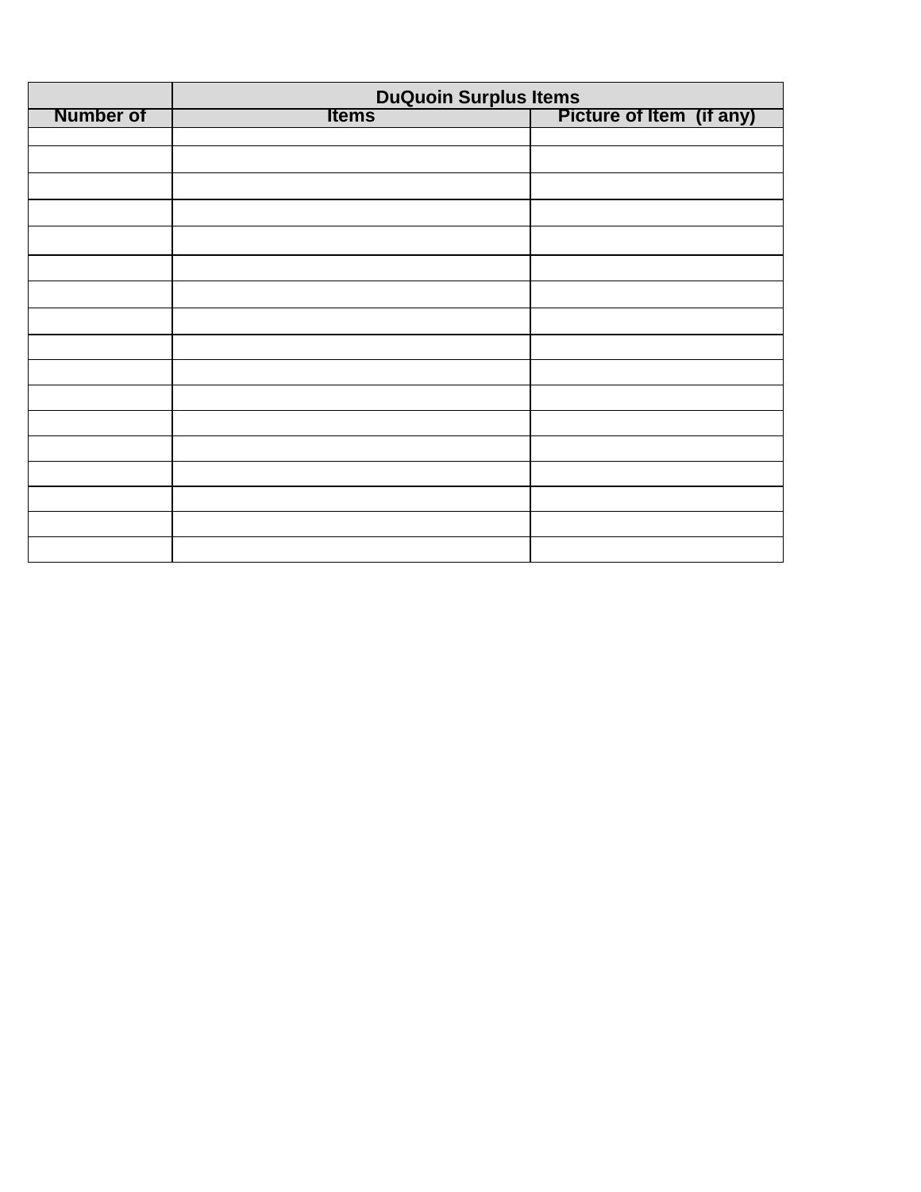| | DuQuoin Surplus Items | |
|---|---|---|
| Number of | Items | Picture of Item (if any) |
| | | |
| | | |
| | | |
| | | |
| | | |
| | | |
| | | |
| | | |
| | | |
| | | |
| | | |
| | | |
| | | |
| | | |
| | | |
| | | |
| | | |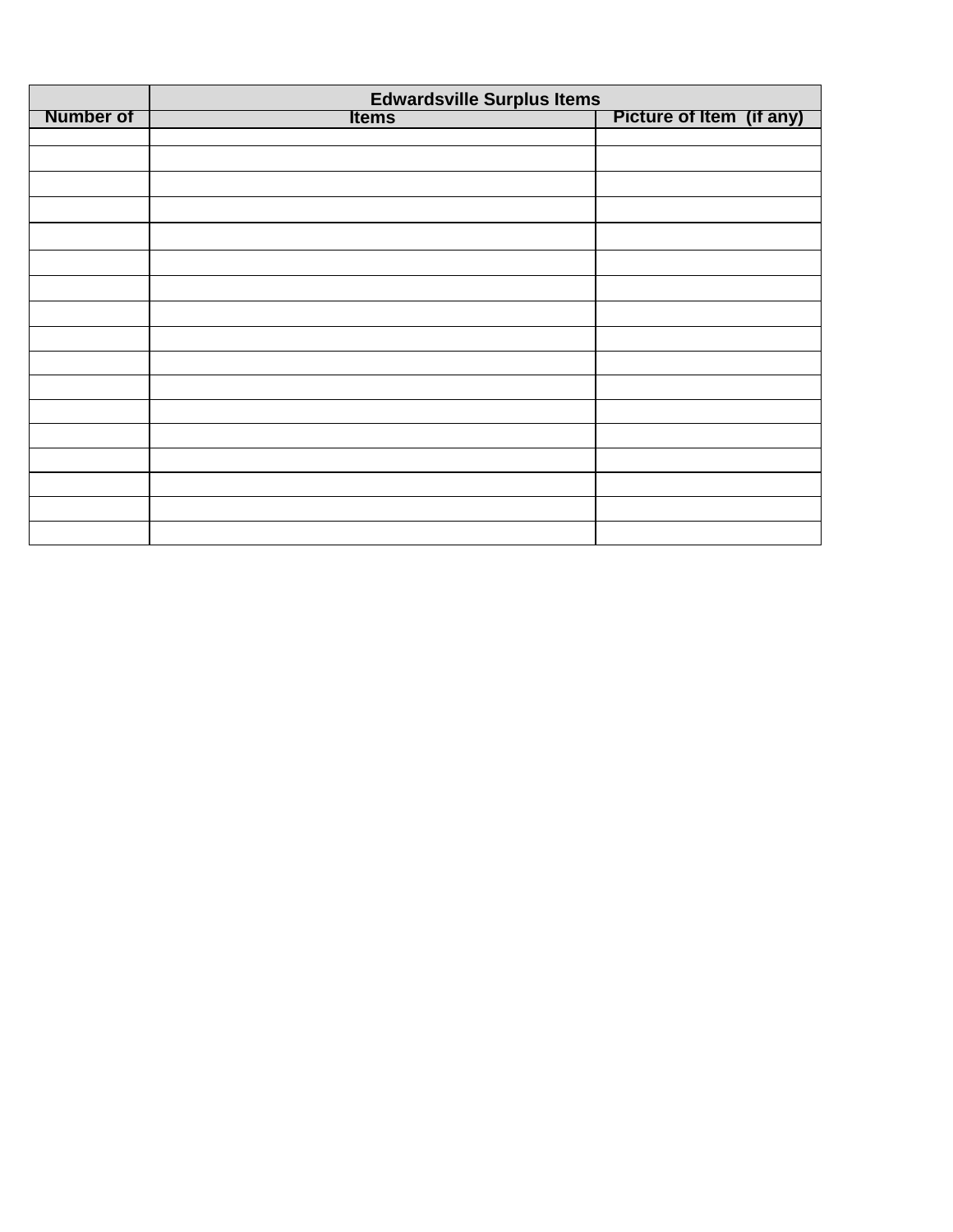| | Edwardsville Surplus Items | |
|---|---|---|
| Number of | Items | Picture of Item (if any) |
| | | |
| | | |
| | | |
| | | |
| | | |
| | | |
| | | |
| | | |
| | | |
| | | |
| | | |
| | | |
| | | |
| | | |
| | | |
| | | |
| | | |